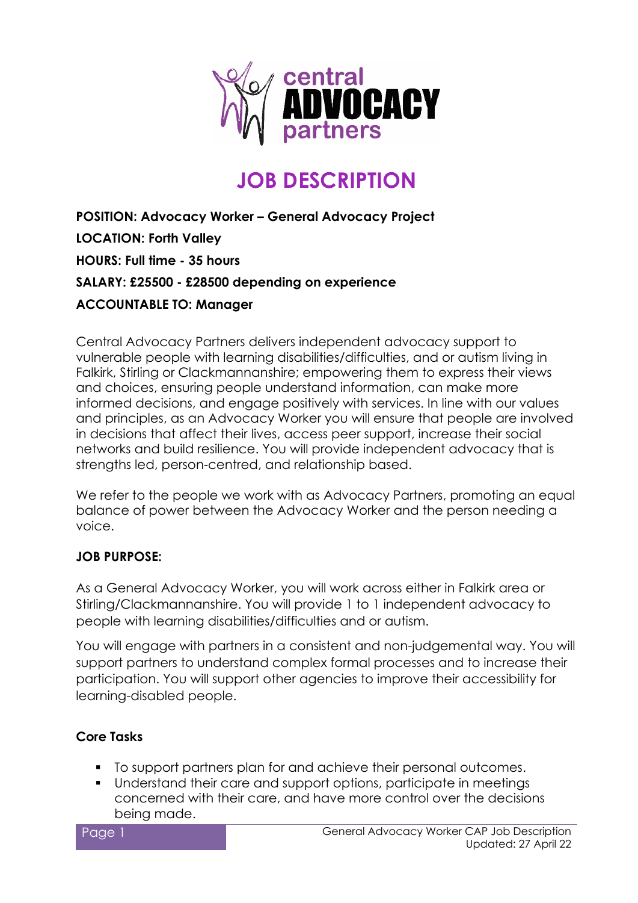# JOB DESCRIPTION

**POSITION: Advocacy Worker – General Advocacy Project**

**LOCATION: Forth Valley**

**HOURS: Full time - 35 hours**

**SALARY: £25500 - £28500 depending on experience**

**ACCOUNTABLE TO: Manager**

Central Advocacy Partners delivers independent advocacy support to vulnerable people with learning disabilities/difficulties, and or autism living in Falkirk, Stirling or Clackmannanshire; empowering them to express their views and choices, ensuring people understand information, can make more informed decisions, and engage positively with services. In line with our values and principles, as an Advocacy Worker you will ensure that people are involved in decisions that affect their lives, access peer support, increase their social networks and build resilience. You will provide independent advocacy that is strengths led, person-centred, and relationship based.

We refer to the people we work with as Advocacy Partners, promoting an equal balance of power between the Advocacy Worker and the person needing a voice.

**JOB PURPOSE:**

As a General Advocacy Worker, you will work across either in Falkirk area or Stirling/Clackmannanshire. You will provide 1 to 1 independent advocacy to people with learning disabilities/difficulties and or autism.

You will engage with partners in a consistent and non-judgemental way. You will support partners to understand complex formal processes and to increase their participation. You will support other agencies to improve their accessibility for learning-disabled people.

**Core Tasks**

- To support partners plan for and achieve their personal outcomes.
- Understand their care and support options, participate in meetings concerned with their care, and have more control over the decisions being made.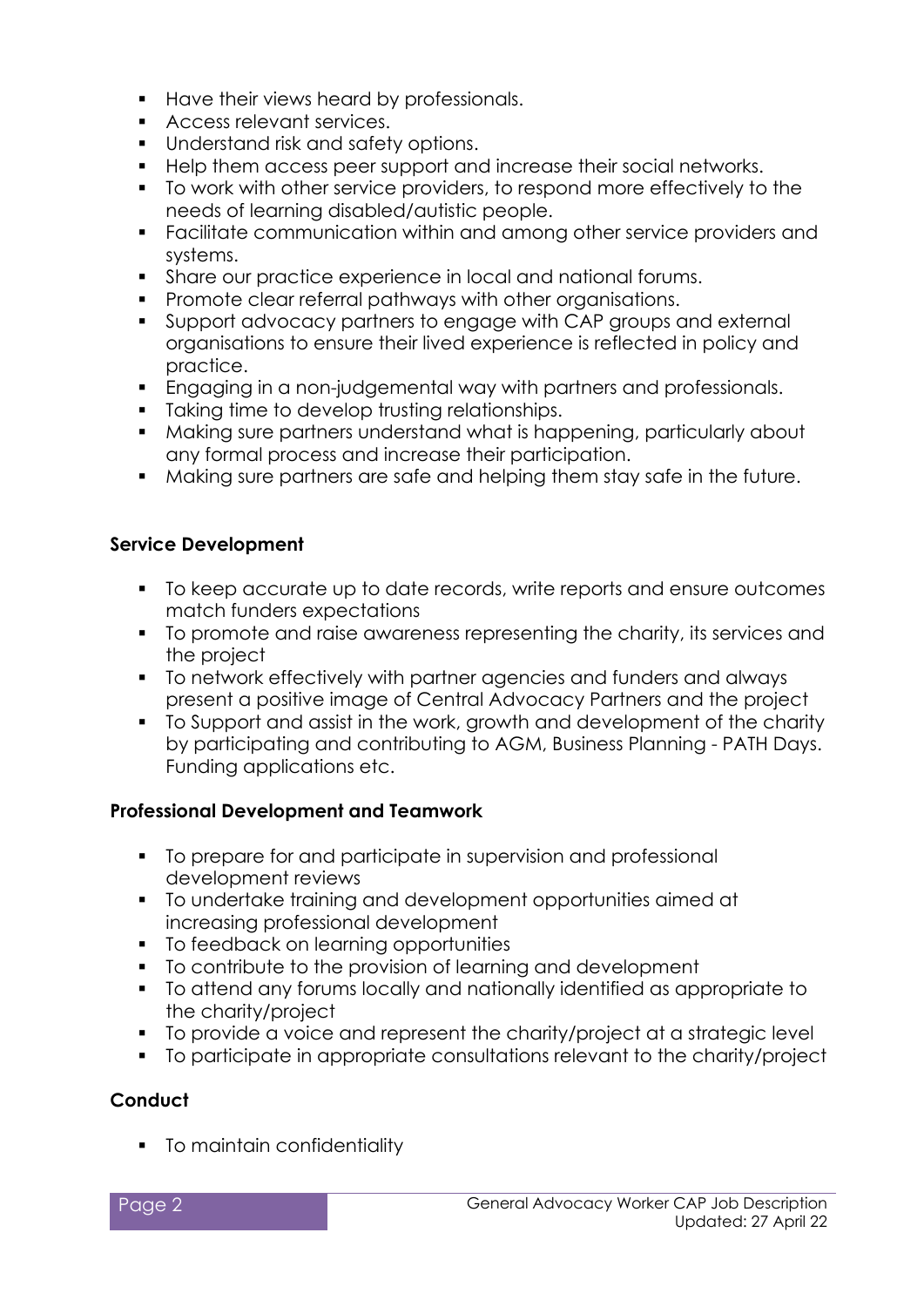- Have their views heard by professionals.
- Access relevant services.
- Understand risk and safety options.
- Help them access peer support and increase their social networks.
- To work with other service providers, to respond more effectively to the needs of learning disabled/autistic people.
- Facilitate communication within and among other service providers and systems.
- Share our practice experience in local and national forums.
- Promote clear referral pathways with other organisations.
- Support advocacy partners to engage with CAP groups and external organisations to ensure their lived experience is reflected in policy and practice.
- Engaging in a non-judgemental way with partners and professionals.
- Taking time to develop trusting relationships.
- Making sure partners understand what is happening, particularly about any formal process and increase their participation.
- Making sure partners are safe and helping them stay safe in the future.

**Service Development**

- To keep accurate up to date records, write reports and ensure outcomes match funders expectations
- To promote and raise awareness representing the charity, its services and the project
- To network effectively with partner agencies and funders and always present a positive image of Central Advocacy Partners and the project
- To Support and assist in the work, growth and development of the charity by participating and contributing to AGM, Business Planning - PATH Days. Funding applications etc.

**Professional Development and Teamwork**

- To prepare for and participate in supervision and professional development reviews
- To undertake training and development opportunities aimed at increasing professional development
- To feedback on learning opportunities
- To contribute to the provision of learning and development
- To attend any forums locally and nationally identified as appropriate to the charity/project
- To provide a voice and represent the charity/project at a strategic level
- To participate in appropriate consultations relevant to the charity/project

**Conduct**

- To maintain confidentiality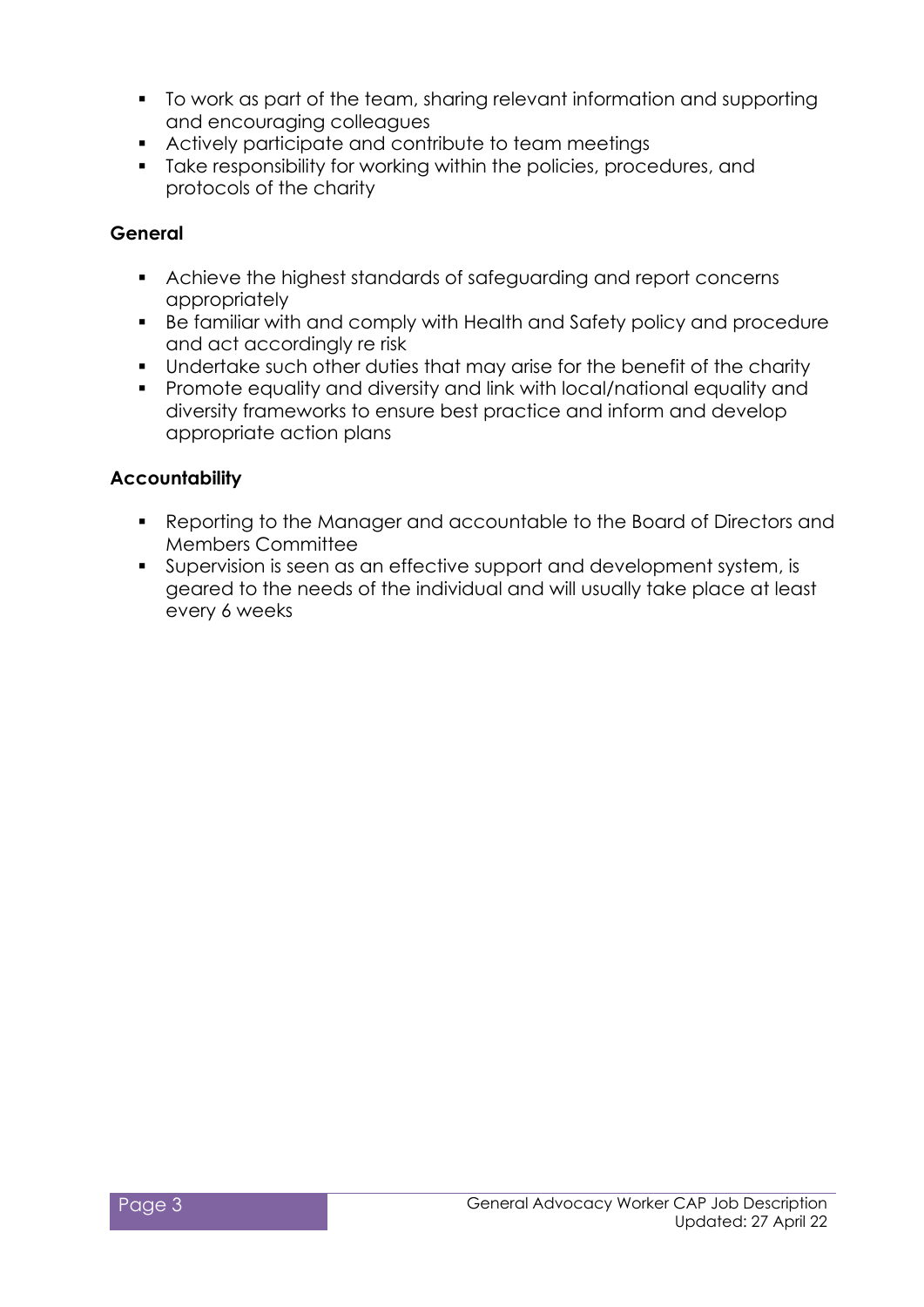- To work as part of the team, sharing relevant information and supporting and encouraging colleagues
- Actively participate and contribute to team meetings
- Take responsibility for working within the policies, procedures, and protocols of the charity

**General**

- Achieve the highest standards of safeguarding and report concerns appropriately
- Be familiar with and comply with Health and Safety policy and procedure and act accordingly re risk
- Undertake such other duties that may arise for the benefit of the charity
- Promote equality and diversity and link with local/national equality and diversity frameworks to ensure best practice and inform and develop appropriate action plans

**Accountability**

- Reporting to the Manager and accountable to the Board of Directors and Members Committee
- Supervision is seen as an effective support and development system, is geared to the needs of the individual and will usually take place at least every 6 weeks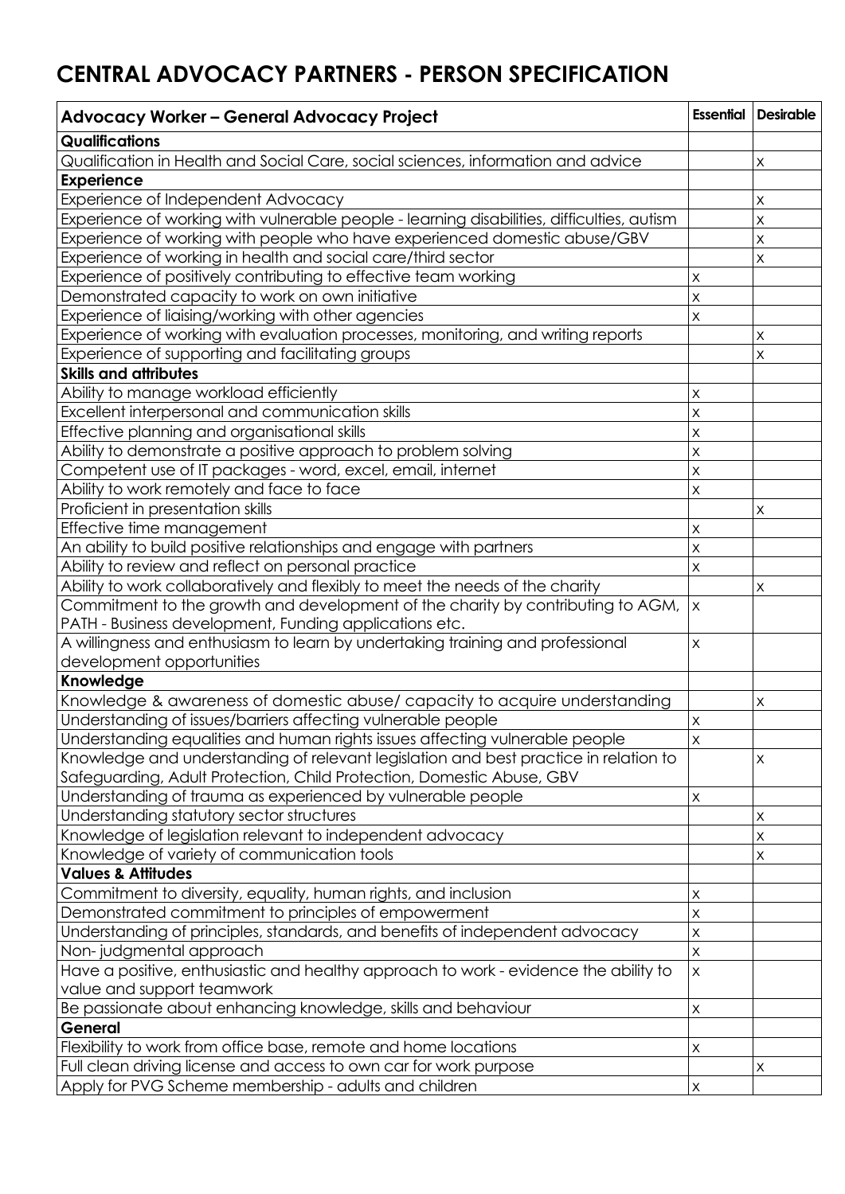# CENTRAL ADVOCACY PARTNERS - PERSON SPECIFICATION

| Advocacy Worker – General Advocacy Project | Essential | Desirable |
|---|---|---|
| **Qualifications** | | |
| Qualification in Health and Social Care, social sciences, information and advice | | x |
| **Experience** | | |
| Experience of Independent Advocacy | | x |
| Experience of working with vulnerable people - learning disabilities, difficulties, autism | | x |
| Experience of working with people who have experienced domestic abuse/GBV | | x |
| Experience of working in health and social care/third sector | | x |
| Experience of positively contributing to effective team working | x | |
| Demonstrated capacity to work on own initiative | x | |
| Experience of liaising/working with other agencies | x | |
| Experience of working with evaluation processes, monitoring, and writing reports | | x |
| Experience of supporting and facilitating groups | | x |
| **Skills and attributes** | | |
| Ability to manage workload efficiently | x | |
| Excellent interpersonal and communication skills | x | |
| Effective planning and organisational skills | x | |
| Ability to demonstrate a positive approach to problem solving | x | |
| Competent use of IT packages - word, excel, email, internet | x | |
| Ability to work remotely and face to face | x | |
| Proficient in presentation skills | | x |
| Effective time management | x | |
| An ability to build positive relationships and engage with partners | x | |
| Ability to review and reflect on personal practice | x | |
| Ability to work collaboratively and flexibly to meet the needs of the charity | | x |
| Commitment to the growth and development of the charity by contributing to AGM, PATH - Business development, Funding applications etc. | x | |
| A willingness and enthusiasm to learn by undertaking training and professional development opportunities | x | |
| **Knowledge** | | |
| Knowledge & awareness of domestic abuse/ capacity to acquire understanding | | x |
| Understanding of issues/barriers affecting vulnerable people | x | |
| Understanding equalities and human rights issues affecting vulnerable people | x | |
| Knowledge and understanding of relevant legislation and best practice in relation to Safeguarding, Adult Protection, Child Protection, Domestic Abuse, GBV | | x |
| Understanding of trauma as experienced by vulnerable people | x | |
| Understanding statutory sector structures | | x |
| Knowledge of legislation relevant to independent advocacy | | x |
| Knowledge of variety of communication tools | | x |
| **Values & Attitudes** | | |
| Commitment to diversity, equality, human rights, and inclusion | x | |
| Demonstrated commitment to principles of empowerment | x | |
| Understanding of principles, standards, and benefits of independent advocacy | x | |
| Non- judgmental approach | x | |
| Have a positive, enthusiastic and healthy approach to work - evidence the ability to value and support teamwork | x | |
| Be passionate about enhancing knowledge, skills and behaviour | x | |
| **General** | | |
| Flexibility to work from office base, remote and home locations | x | |
| Full clean driving license and access to own car for work purpose | | x |
| Apply for PVG Scheme membership - adults and children | x | |